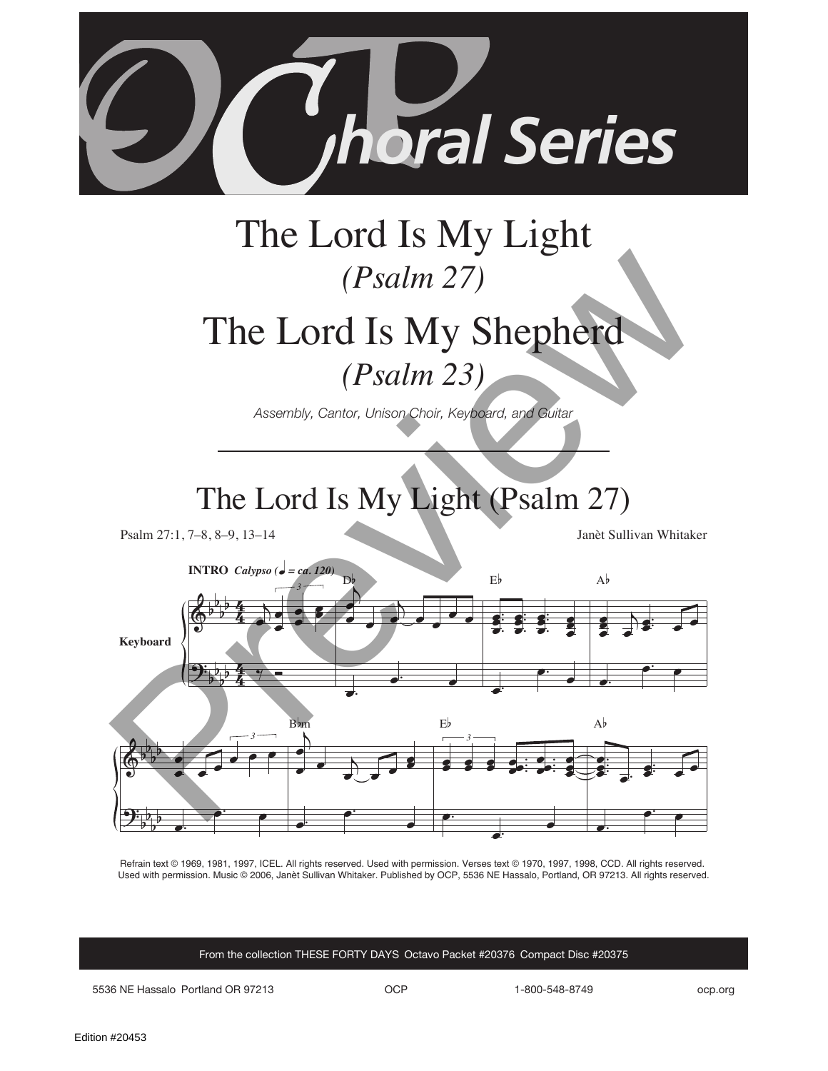# OCP Choral Series

# The Lord Is My Light
*(Psalm 27)*

# The Lord Is My Shepherd
*(Psalm 23)*

*Assembly, Cantor, Unison Choir, Keyboard, and Guitar*

---

## The Lord Is My Light (Psalm 27)

Psalm 27:1, 7–8, 8–9, 13–14

Janèt Sullivan Whitaker

**INTRO** *Calypso* (♩ = ca. 120)

Keyboard

D♭ E♭ A♭ B♭m E♭ A♭

Refrain text © 1969, 1981, 1997, ICEL. All rights reserved. Used with permission. Verses text © 1970, 1997, 1998, CCD. All rights reserved. Used with permission. Music © 2006, Janèt Sullivan Whitaker. Published by OCP, 5536 NE Hassalo, Portland, OR 97213. All rights reserved.

From the collection THESE FORTY DAYS Octavo Packet #20376 Compact Disc #20375

5536 NE Hassalo Portland OR 97213 OCP 1-800-548-8749 ocp.org

Edition #20453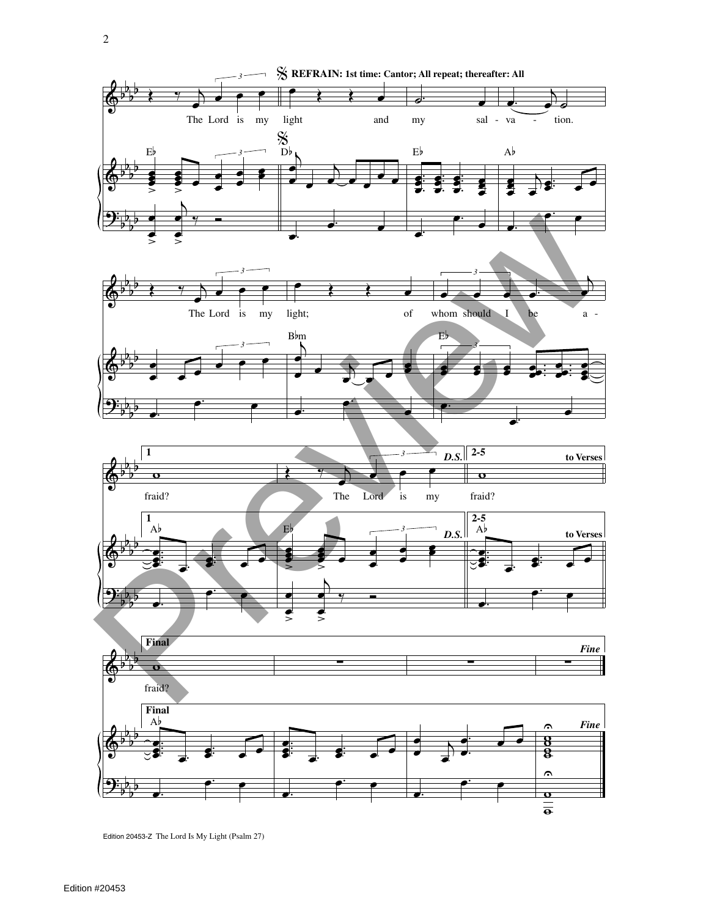𝄋 **REFRAIN: 1st time: Cantor; All repeat; thereafter: All**

The Lord is my light and my sal - va - tion.

The Lord is my light; of whom should I be a - fraid?

**1** fraid? The Lord is my *D.S.*

**2-5** fraid? to Verses

**Final** fraid? *Fine*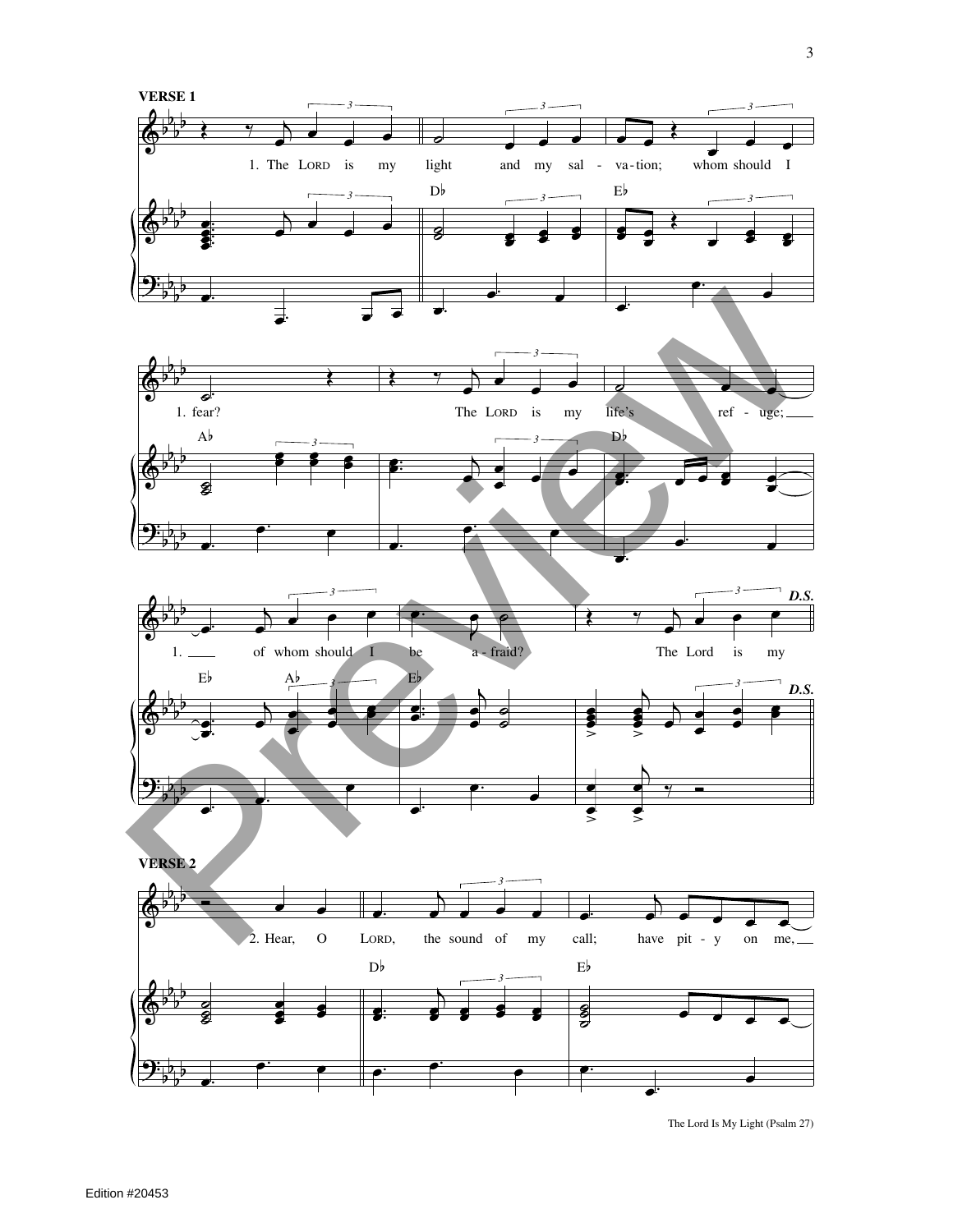**VERSE 1**

1. The LORD is my light and my salvation; whom should I fear? The LORD is my life's refuge; of whom should I be afraid? The Lord is my

*D.S.*

**VERSE 2**

2. Hear, O LORD, the sound of my call; have pity on me,

Edition #20453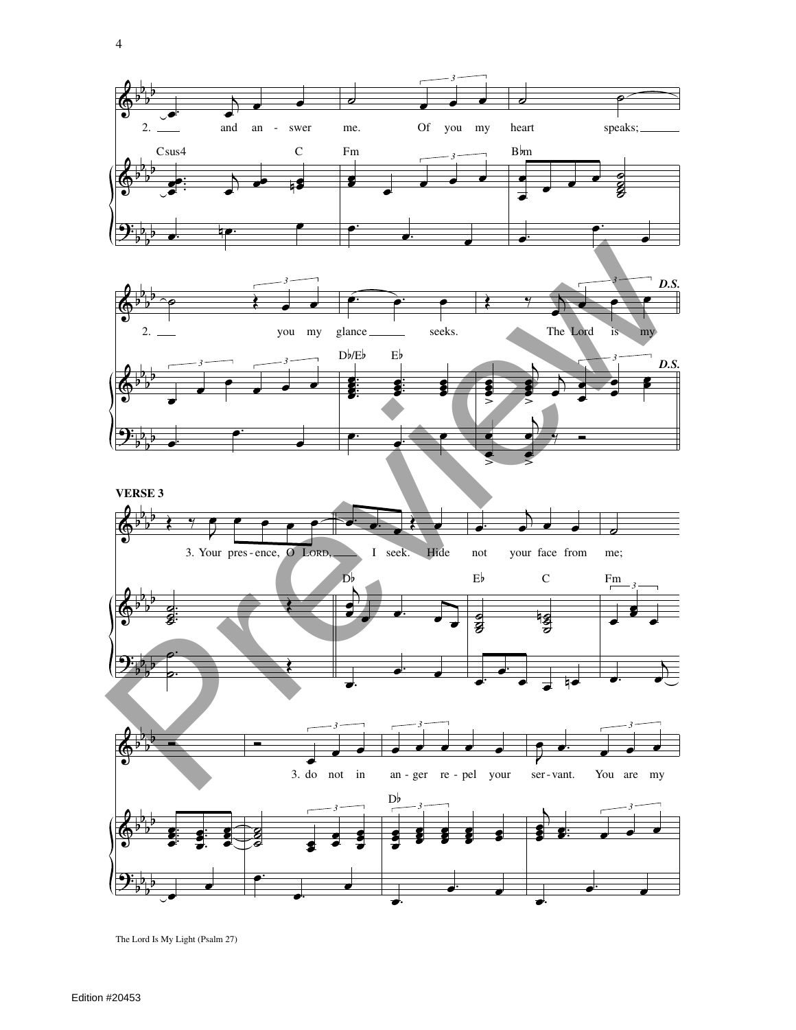2. and an - swer me. Of you my heart speaks;

Csus4 C Fm B♭m

2. you my glance seeks. The Lord is my *D.S.*

D♭/E♭ E♭ *D.S.*

**VERSE 3**

3. Your pres - ence, O LORD, I seek. Hide not your face from me;

D♭ E♭ C Fm

3. do not in an - ger re - pel your ser - vant. You are my

D♭

The Lord Is My Light (Psalm 27)

Edition #20453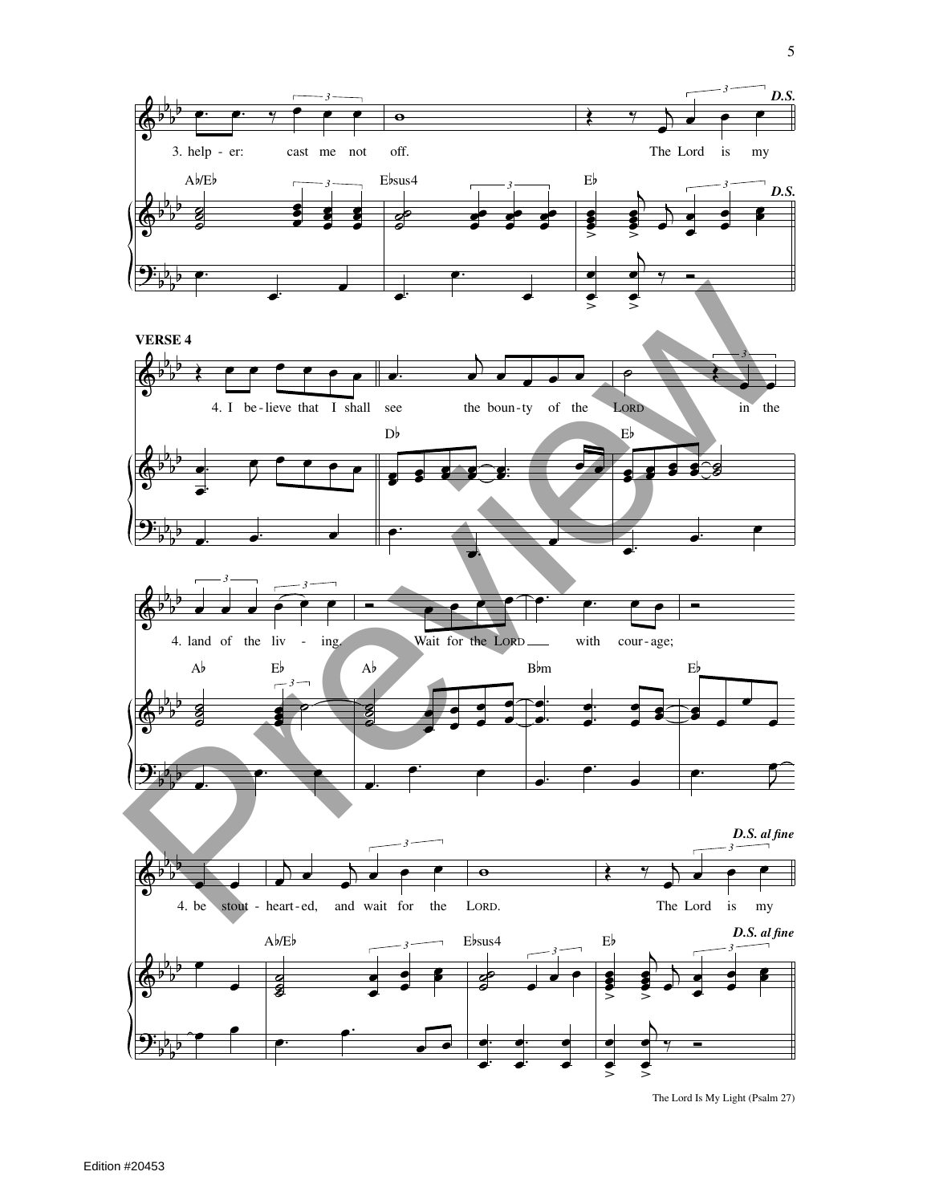3. help - er: cast me not off. The Lord is my

**D.S.**

Ab/Eb Ebsus4 Eb

**VERSE 4**

4. I be - lieve that I shall see the boun - ty of the LORD in the

Db Eb

4. land of the liv - ing. Wait for the LORD with cour - age;

Ab Eb Ab Bbm Eb

4. be stout - heart - ed, and wait for the LORD. The Lord is my

***D.S. al fine***

Ab/Eb Ebsus4 Eb

The Lord Is My Light (Psalm 27)

Edition #20453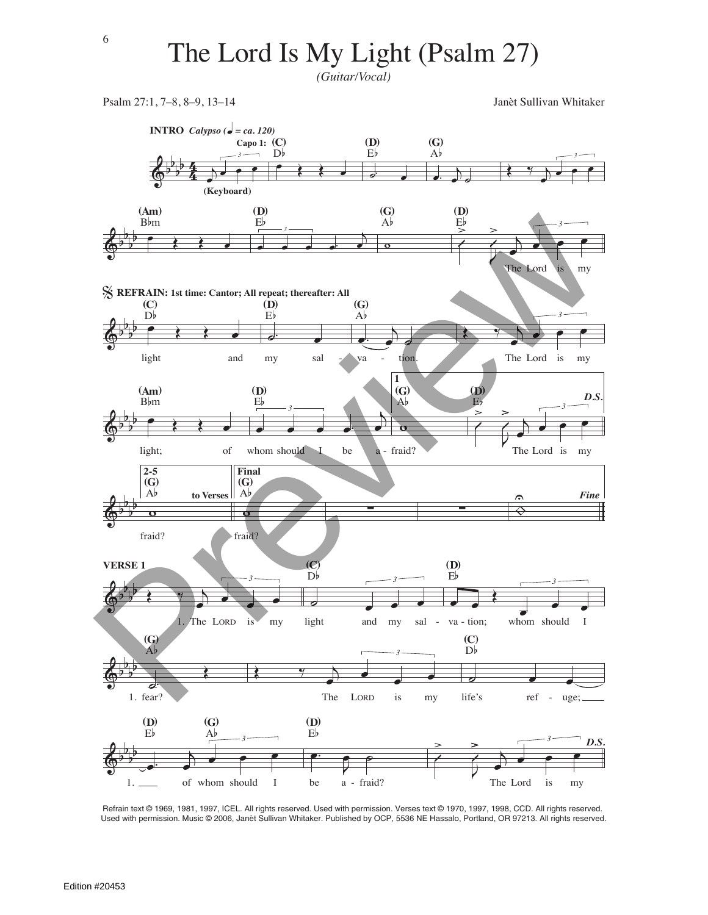# The Lord Is My Light (Psalm 27)

*(Guitar/Vocal)*

Psalm 27:1, 7–8, 8–9, 13–14

Janèt Sullivan Whitaker

**INTRO** *Calypso* (♩ = ca. 120)

Capo 1: (C) D♭ (D) E♭ (G) A♭

(Keyboard)

(Am) B♭m (D) E♭ (G) A♭ (D) E♭

The Lord is my

**REFRAIN: 1st time: Cantor; All repeat; thereafter: All**

(C) D♭ (D) E♭ (G) A♭

light and my sal - va - tion. The Lord is my

(Am) B♭m (D) E♭ 1 (G) A♭ (D) E♭ *D.S.*

light; of whom should I be a - fraid? The Lord is my

2-5 (G) A♭ to Verses | Final (G) A♭ *Fine*

fraid? fraid?

**VERSE 1**

(C) D♭ (D) E♭

1. The LORD is my light and my sal - va - tion; whom should I

(G) A♭ (C) D♭

1. fear? The LORD is my life's ref - uge;

(D) E♭ (G) A♭ (D) E♭ *D.S.*

1. of whom should I be a - fraid? The Lord is my

Refrain text © 1969, 1981, 1997, ICEL. All rights reserved. Used with permission. Verses text © 1970, 1997, 1998, CCD. All rights reserved. Used with permission. Music © 2006, Janèt Sullivan Whitaker. Published by OCP, 5536 NE Hassalo, Portland, OR 97213. All rights reserved.

Edition #20453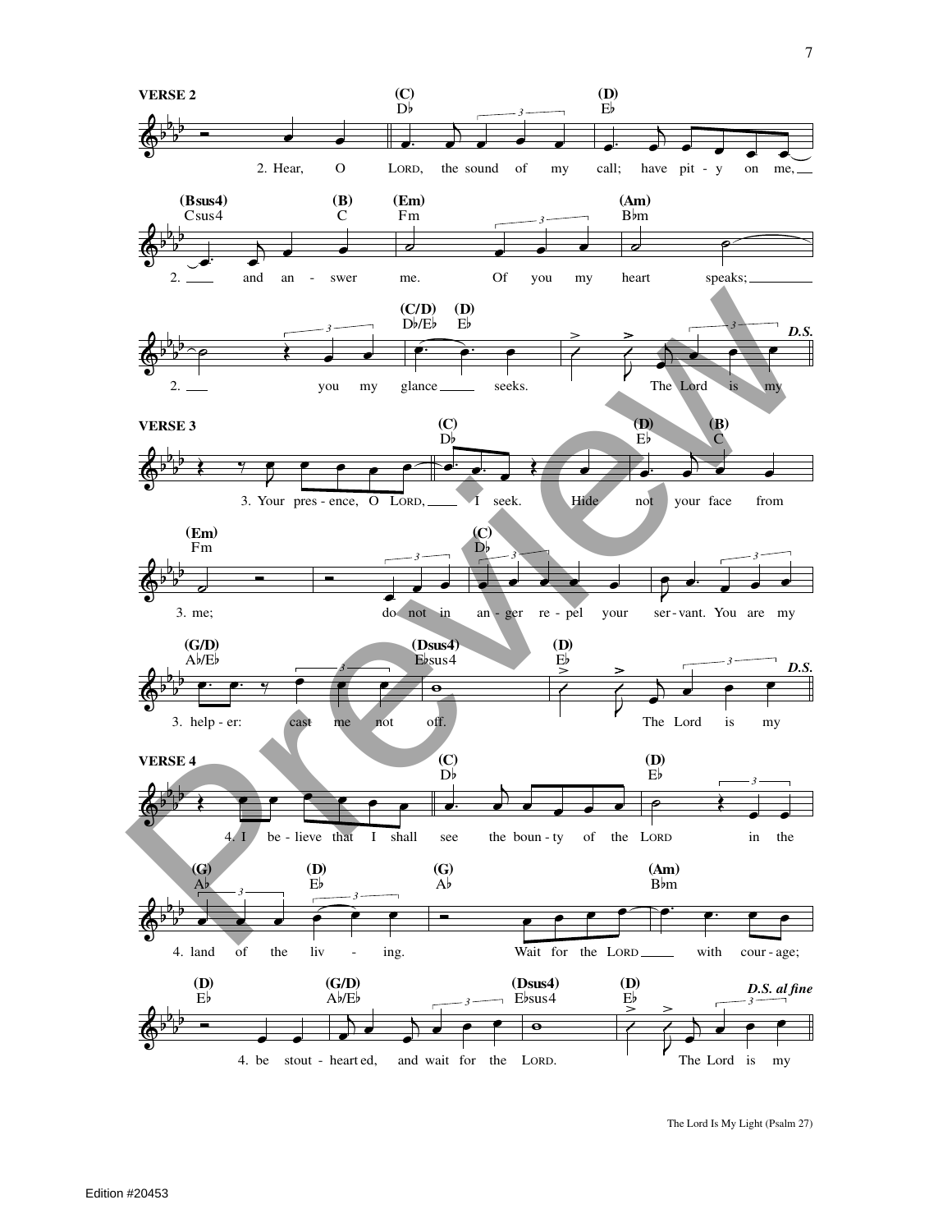## VERSE 2

(C) D♭ (D) E♭

2. Hear, O LORD, the sound of my call; have pit - y on me,

(Bsus4) Csus4 (B) C (Em) Fm (Am) B♭m

2. and an - swer me. Of you my heart speaks;

(C/D) D♭/E♭ (D) E♭

2. you my glance seeks. The Lord is my *D.S.*

## VERSE 3

(C) D♭ (D) E♭ (B) C

3. Your pres - ence, O LORD, I seek. Hide not your face from

(Em) Fm (C) D♭

3. me; do not in an - ger re - pel your ser - vant. You are my

(G/D) A♭/E♭ (Dsus4) E♭sus4 (D) E♭

3. help - er: cast me not off. The Lord is my *D.S.*

## VERSE 4

(C) D♭ (D) E♭

4. I be - lieve that I shall see the boun - ty of the LORD in the

(G) A♭ (D) E♭ (G) A♭ (Am) B♭m

4. land of the liv - ing. Wait for the LORD with cour - age;

(D) E♭ (G/D) A♭/E♭ (Dsus4) E♭sus4 (D) E♭

4. be stout - heart ed, and wait for the LORD. The Lord is my *D.S. al fine*

The Lord Is My Light (Psalm 27)

Edition #20453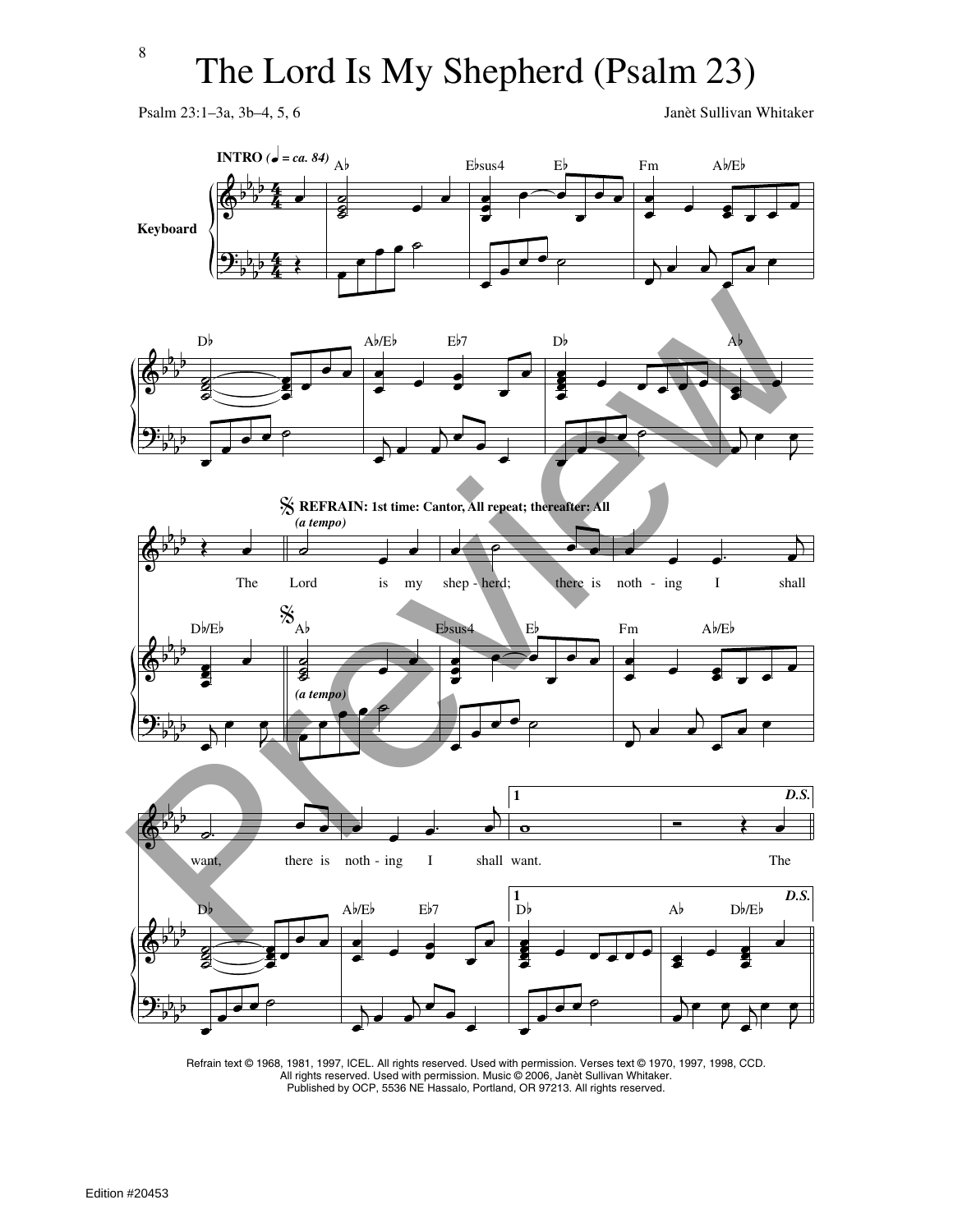# The Lord Is My Shepherd (Psalm 23)

Psalm 23:1–3a, 3b–4, 5, 6

Janèt Sullivan Whitaker

**INTRO** (♩ = *ca. 84*)

Keyboard

Ab Ebsus4 Eb Fm Ab/Eb

Db Ab/Eb Eb7 Db Ab

**REFRAIN: 1st time: Cantor, All repeat; thereafter: All**

*(a tempo)*

The Lord is my shep - herd; there is noth - ing I shall

Db/Eb Ab Ebsus4 Eb Fm Ab/Eb

*(a tempo)*

want, there is noth - ing I shall want. The

1 *D.S.*

Db Ab/Eb Eb7 Db Ab Db/Eb

Refrain text © 1968, 1981, 1997, ICEL. All rights reserved. Used with permission. Verses text © 1970, 1997, 1998, CCD. All rights reserved. Used with permission. Music © 2006, Janèt Sullivan Whitaker. Published by OCP, 5536 NE Hassalo, Portland, OR 97213. All rights reserved.

Edition #20453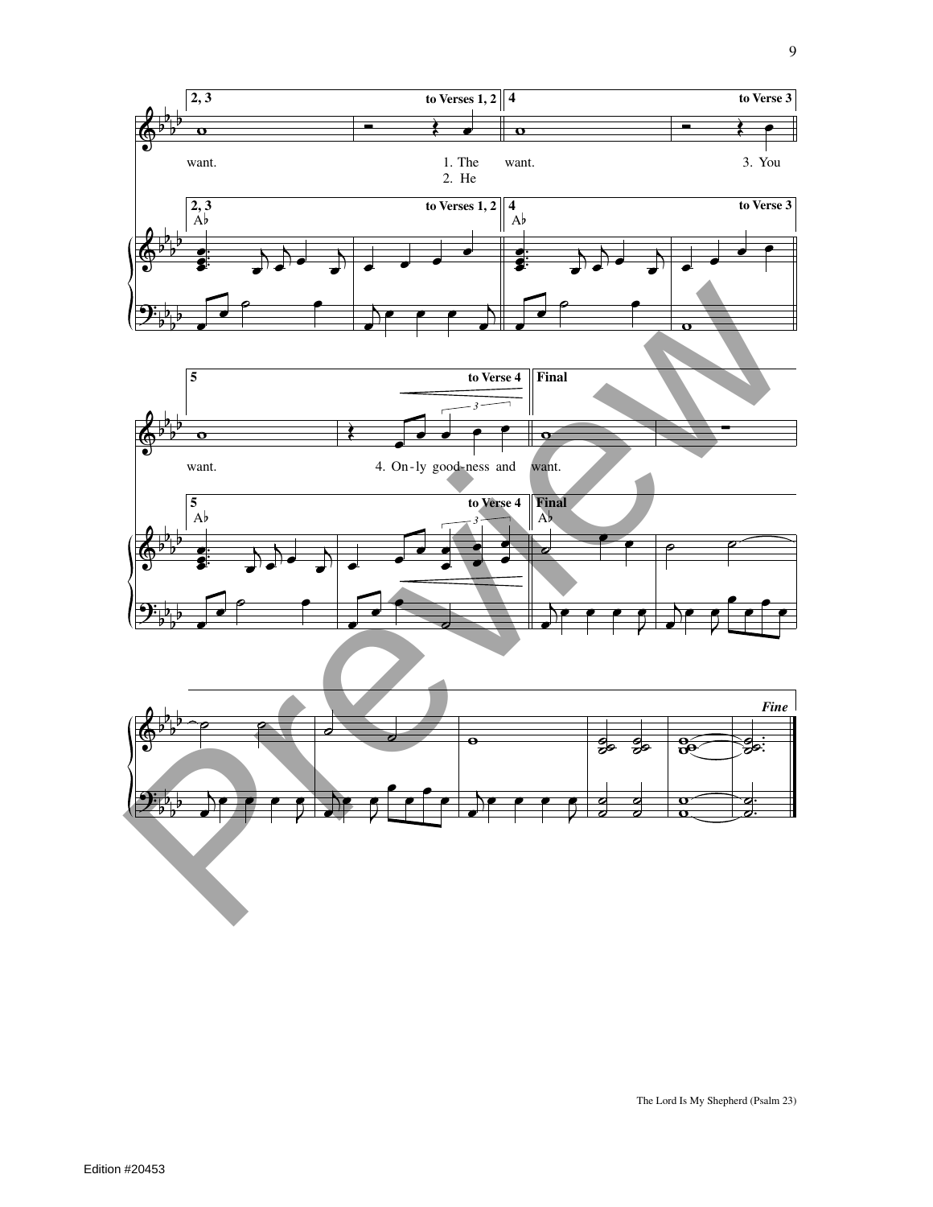**2, 3** | **to Verses 1, 2** | **4** | **to Verse 3**

want. 1. The / 2. He — want. 3. You

**2, 3** A♭ | **to Verses 1, 2** | **4** A♭ | **to Verse 3**

**5** | **to Verse 4** | **Final**

want. 4. On-ly good-ness and — want.

**5** A♭ | **to Verse 4** | **Final** A♭

***Fine***

The Lord Is My Shepherd (Psalm 23)

Edition #20453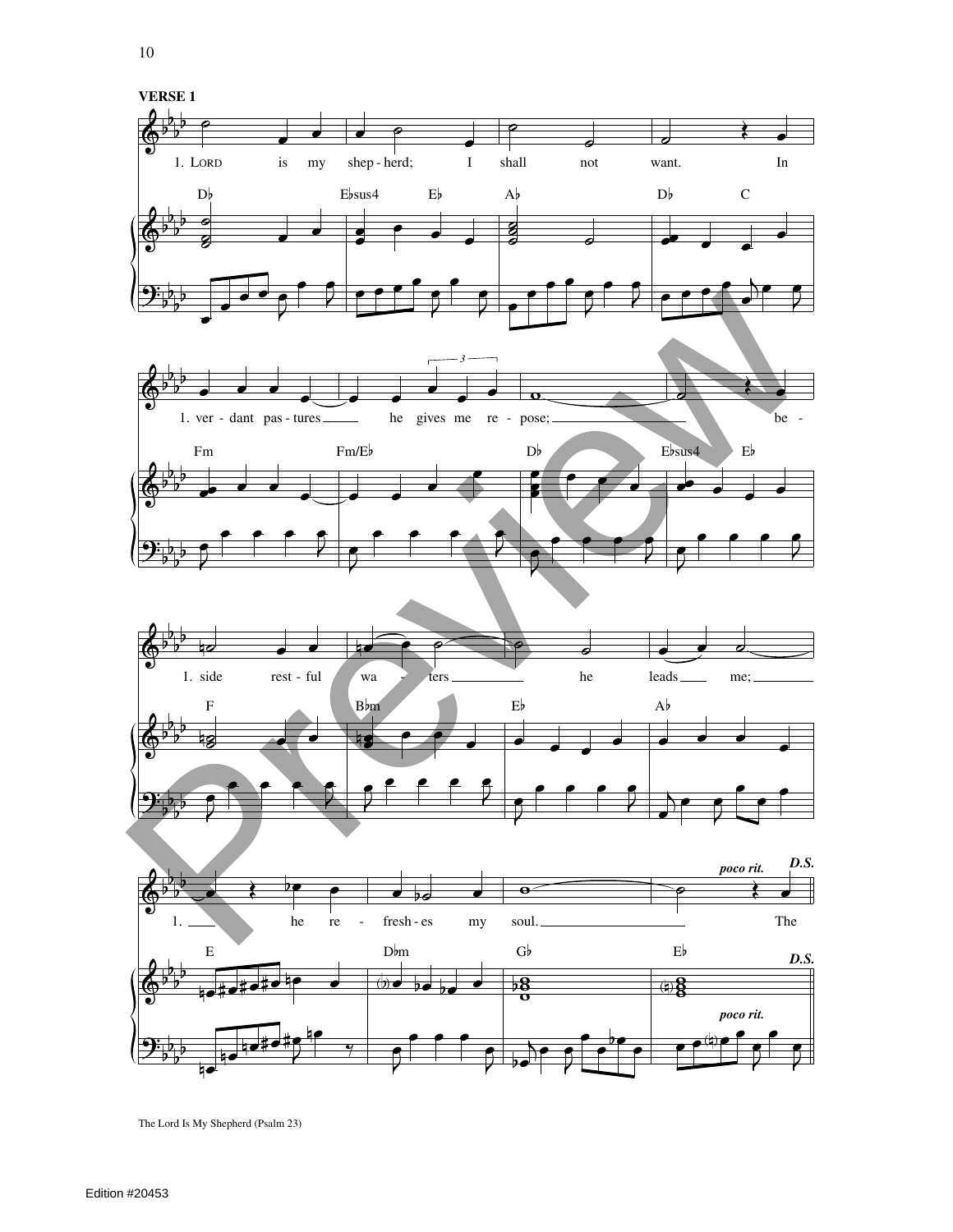**VERSE 1**

1. LORD is my shep - herd; I shall not want. In

1. ver - dant pas - tures he gives me re - pose; be -

1. side rest - ful wa - ters he leads me;

1. he re - fresh - es my soul. The

*poco rit.* **D.S.**

The Lord Is My Shepherd (Psalm 23)

Edition #20453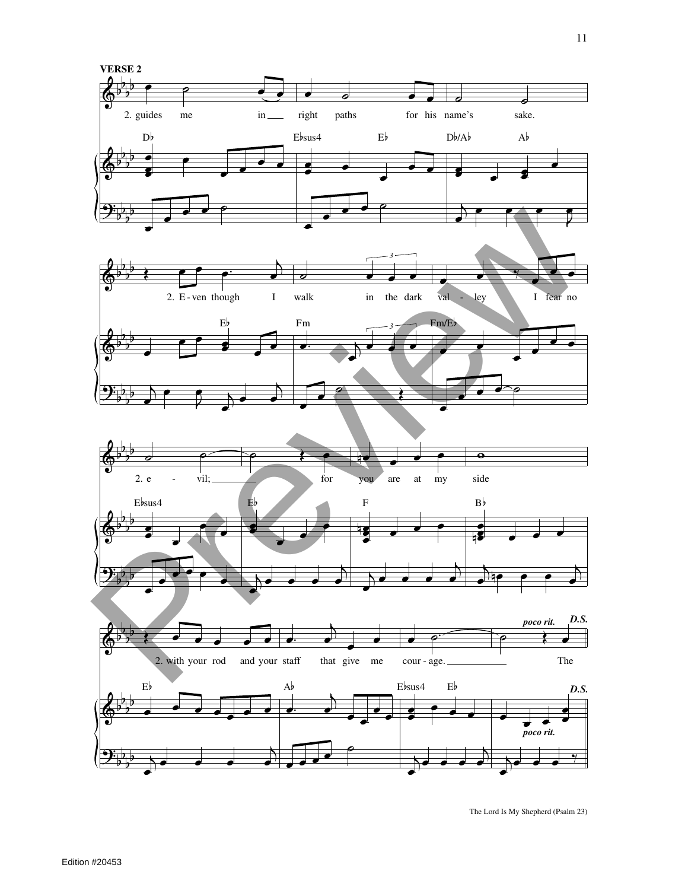**VERSE 2**

2. guides me in right paths for his name's sake.

D♭ E♭sus4 E♭ D♭/A♭ A♭

2. E - ven though I walk in the dark val - ley I fear no

E♭ Fm Fm/E♭

2. e - vil; for you are at my side

E♭sus4 E♭ F B♭

2. with your rod and your staff that give me cour - age. The

*poco rit.* ***D.S.***

E♭ A♭ E♭sus4 E♭

*poco rit.* ***D.S.***

The Lord Is My Shepherd (Psalm 23)

Edition #20453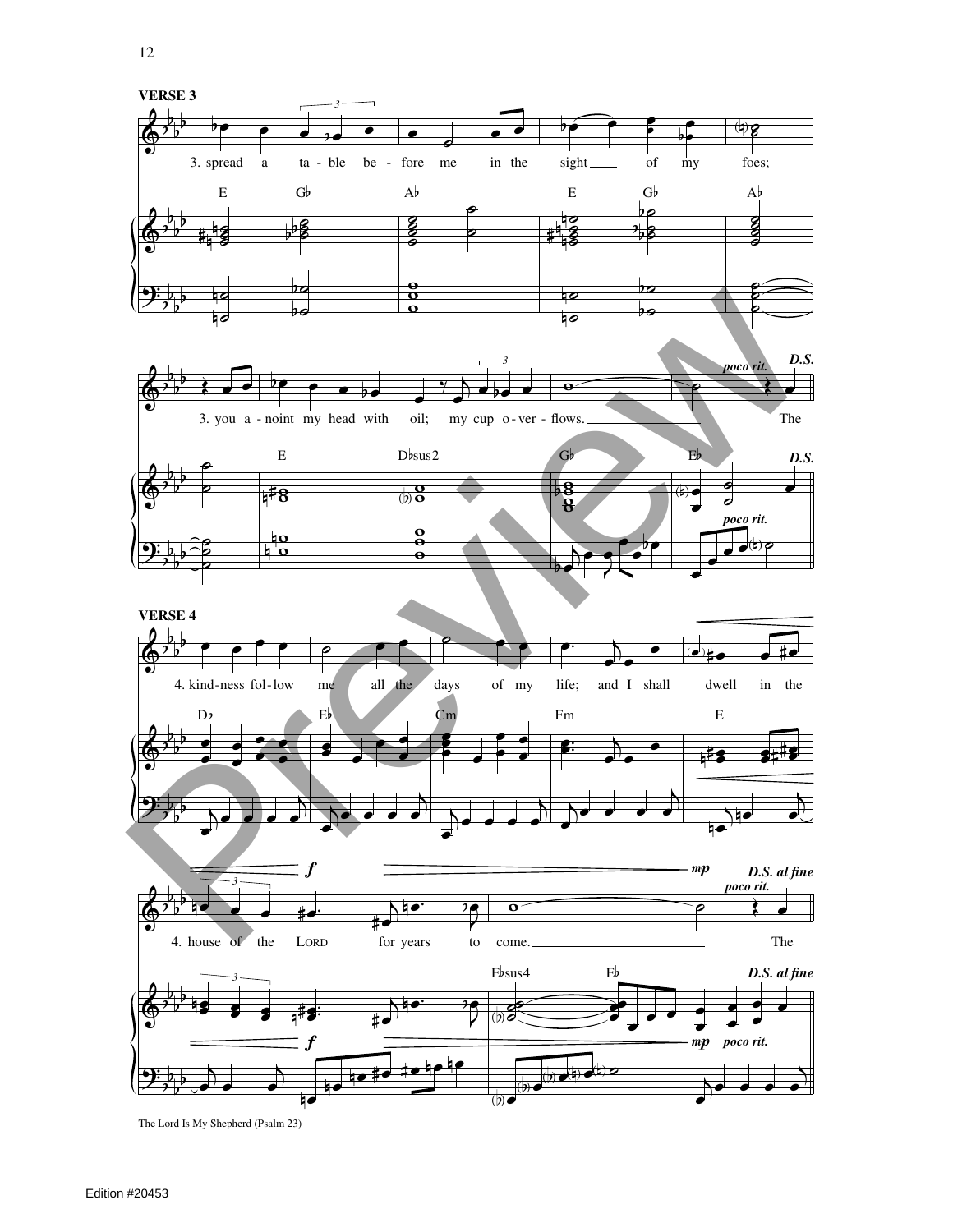**VERSE 3**

3. spread a ta - ble be - fore me in the sight of my foes;

E G♭ A♭ E G♭ A♭

3. you a - noint my head with oil; my cup o - ver - flows. The

E D♭sus2 G♭ E♭

*poco rit.* **D.S.**

**VERSE 4**

4. kind-ness fol - low me all the days of my life; and I shall dwell in the

D♭ E♭ Cm Fm E

4. house of the LORD for years to come. The

E♭sus4 E♭

*f* *mp* *poco rit.* **D.S. al fine**

The Lord Is My Shepherd (Psalm 23)

Edition #20453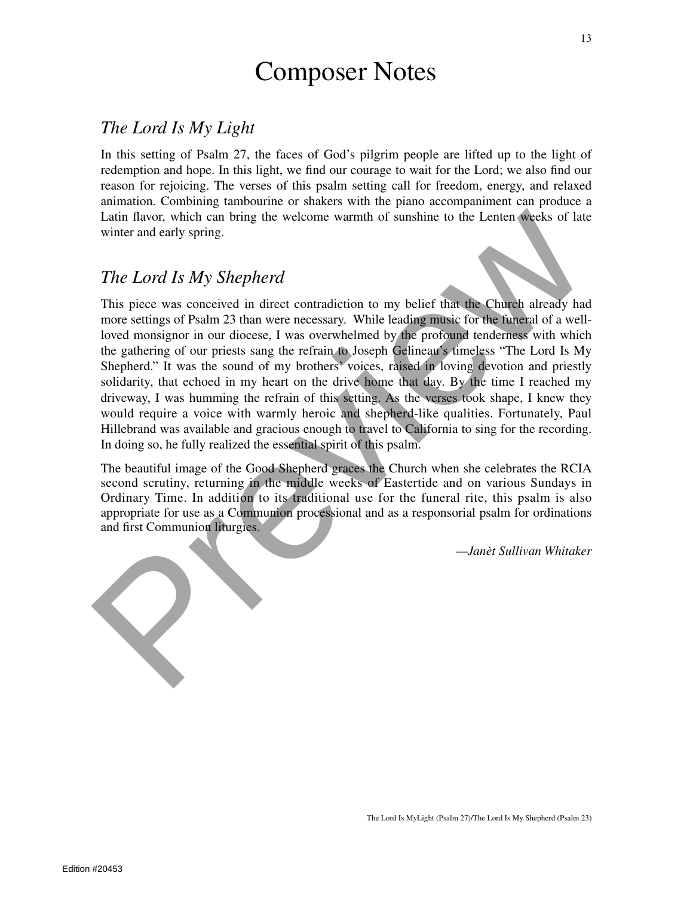# Composer Notes

## *The Lord Is My Light*

In this setting of Psalm 27, the faces of God's pilgrim people are lifted up to the light of redemption and hope. In this light, we find our courage to wait for the Lord; we also find our reason for rejoicing. The verses of this psalm setting call for freedom, energy, and relaxed animation. Combining tambourine or shakers with the piano accompaniment can produce a Latin flavor, which can bring the welcome warmth of sunshine to the Lenten weeks of late winter and early spring.

## *The Lord Is My Shepherd*

This piece was conceived in direct contradiction to my belief that the Church already had more settings of Psalm 23 than were necessary. While leading music for the funeral of a well-loved monsignor in our diocese, I was overwhelmed by the profound tenderness with which the gathering of our priests sang the refrain to Joseph Gelineau's timeless "The Lord Is My Shepherd." It was the sound of my brothers' voices, raised in loving devotion and priestly solidarity, that echoed in my heart on the drive home that day. By the time I reached my driveway, I was humming the refrain of this setting. As the verses took shape, I knew they would require a voice with warmly heroic and shepherd-like qualities. Fortunately, Paul Hillebrand was available and gracious enough to travel to California to sing for the recording. In doing so, he fully realized the essential spirit of this psalm.

The beautiful image of the Good Shepherd graces the Church when she celebrates the RCIA second scrutiny, returning in the middle weeks of Eastertide and on various Sundays in Ordinary Time. In addition to its traditional use for the funeral rite, this psalm is also appropriate for use as a Communion processional and as a responsorial psalm for ordinations and first Communion liturgies.

*—Janèt Sullivan Whitaker*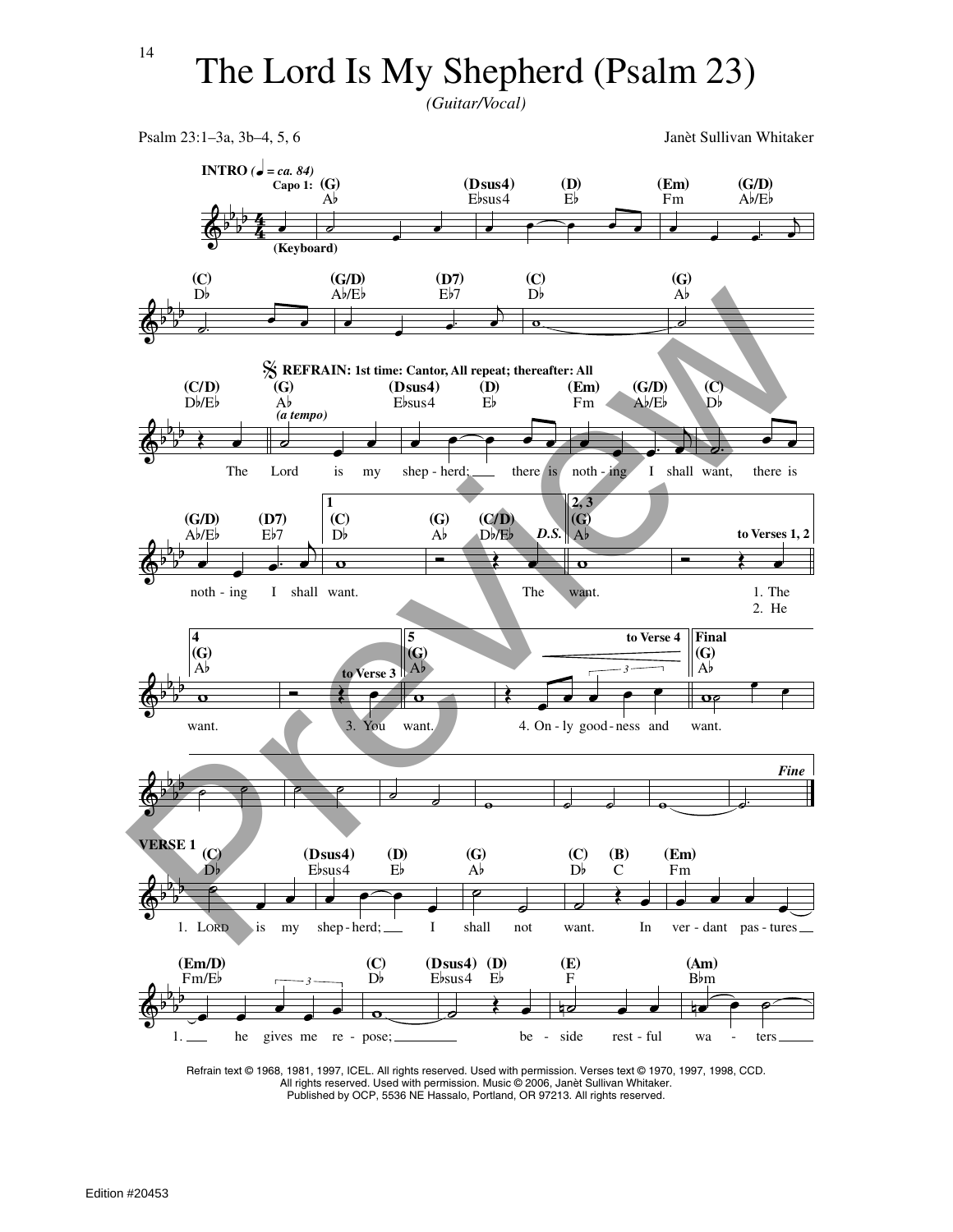# The Lord Is My Shepherd (Psalm 23)

*(Guitar/Vocal)*

Psalm 23:1–3a, 3b–4, 5, 6

Janèt Sullivan Whitaker

**INTRO** *(♩ = ca. 84)*

Capo 1: (G) A♭ (Dsus4) E♭sus4 (D) E♭ (Em) Fm (G/D) A♭/E♭

(Keyboard)

(C) D♭ (G/D) A♭/E♭ (D7) E♭7 (C) D♭ (G) A♭

**REFRAIN: 1st time: Cantor, All repeat; thereafter: All**

(C/D) D♭/E♭ (G) A♭ *(a tempo)* (Dsus4) E♭sus4 (D) E♭ (Em) Fm (G/D) A♭/E♭ (C) D♭

The Lord is my shep - herd; there is noth - ing I shall want, there is

(G/D) A♭/E♭ (D7) E♭7 **1** (C) D♭ (G) A♭ (C/D) D♭/E♭ *D.S.* **2, 3** (G) A♭ **to Verses 1, 2**

noth - ing I shall want. The want. 1. The 2. He

**4** (G) A♭ **to Verse 3** **5** (G) A♭ **to Verse 4** **Final** (G) A♭

want. 3. You want. 4. On - ly good - ness and want.

*Fine*

**VERSE 1**

(C) D♭ (Dsus4) E♭sus4 (D) E♭ (G) A♭ (C) D♭ (B) C (Em) Fm

1. Lord is my shep - herd; I shall not want. In ver - dant pas - tures

(Em/D) Fm/E♭ (C) D♭ (Dsus4) E♭sus4 (D) E♭ (E) F (Am) B♭m

1. he gives me re - pose; be - side rest - ful wa - ters

Refrain text © 1968, 1981, 1997, ICEL. All rights reserved. Used with permission. Verses text © 1970, 1997, 1998, CCD. All rights reserved. Used with permission. Music © 2006, Janèt Sullivan Whitaker. Published by OCP, 5536 NE Hassalo, Portland, OR 97213. All rights reserved.

Edition #20453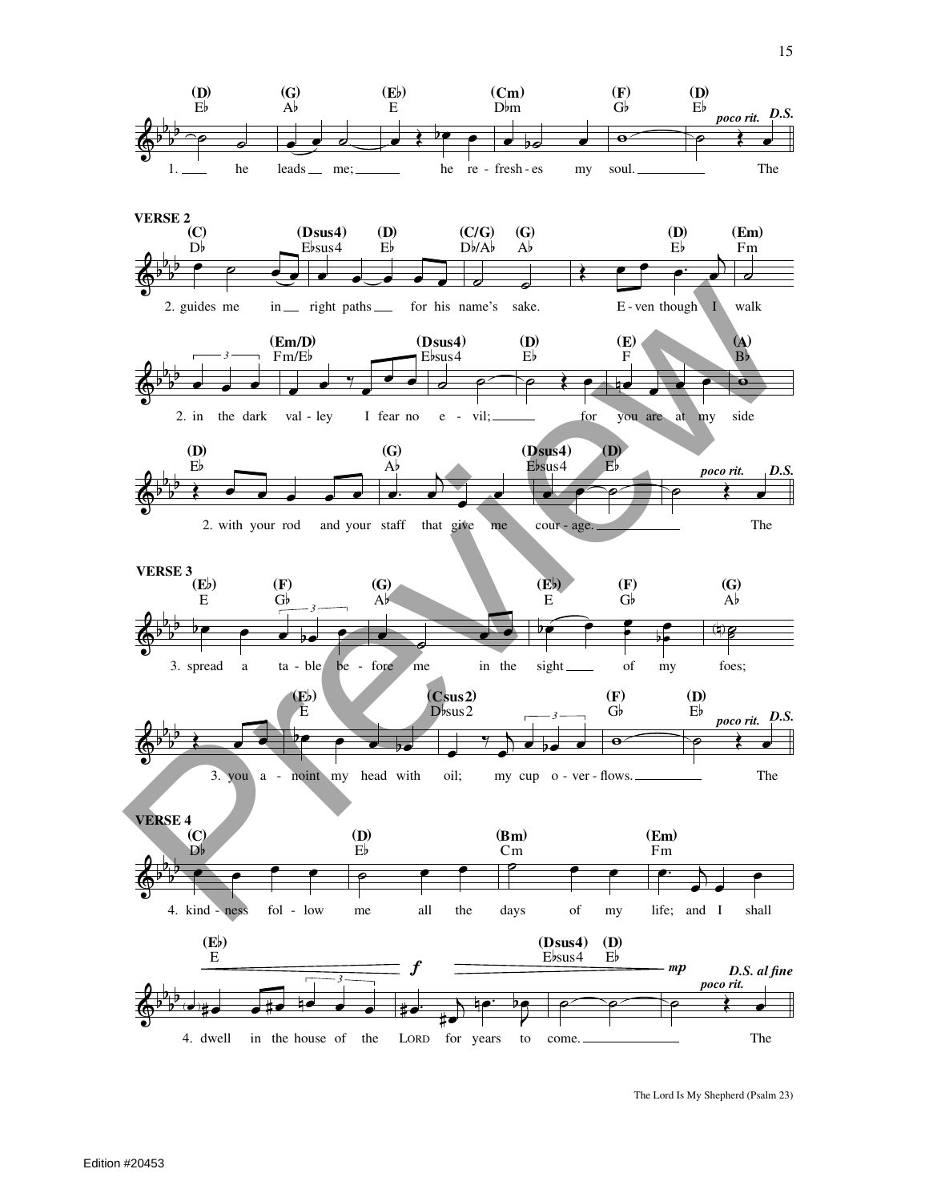1. he leads me; he re-fresh-es my soul. The

**VERSE 2**

2. guides me in right paths for his name's sake. E-ven though I walk

2. in the dark val-ley I fear no e-vil; for you are at my side

2. with your rod and your staff that give me cour-age. The

**VERSE 3**

3. spread a ta-ble be-fore me in the sight of my foes;

3. you a-noint my head with oil; my cup o-ver-flows. The

**VERSE 4**

4. kind-ness fol-low me all the days of my life; and I shall

4. dwell in the house of the LORD for years to come. The

*D.S. al fine*

The Lord Is My Shepherd (Psalm 23)

Edition #20453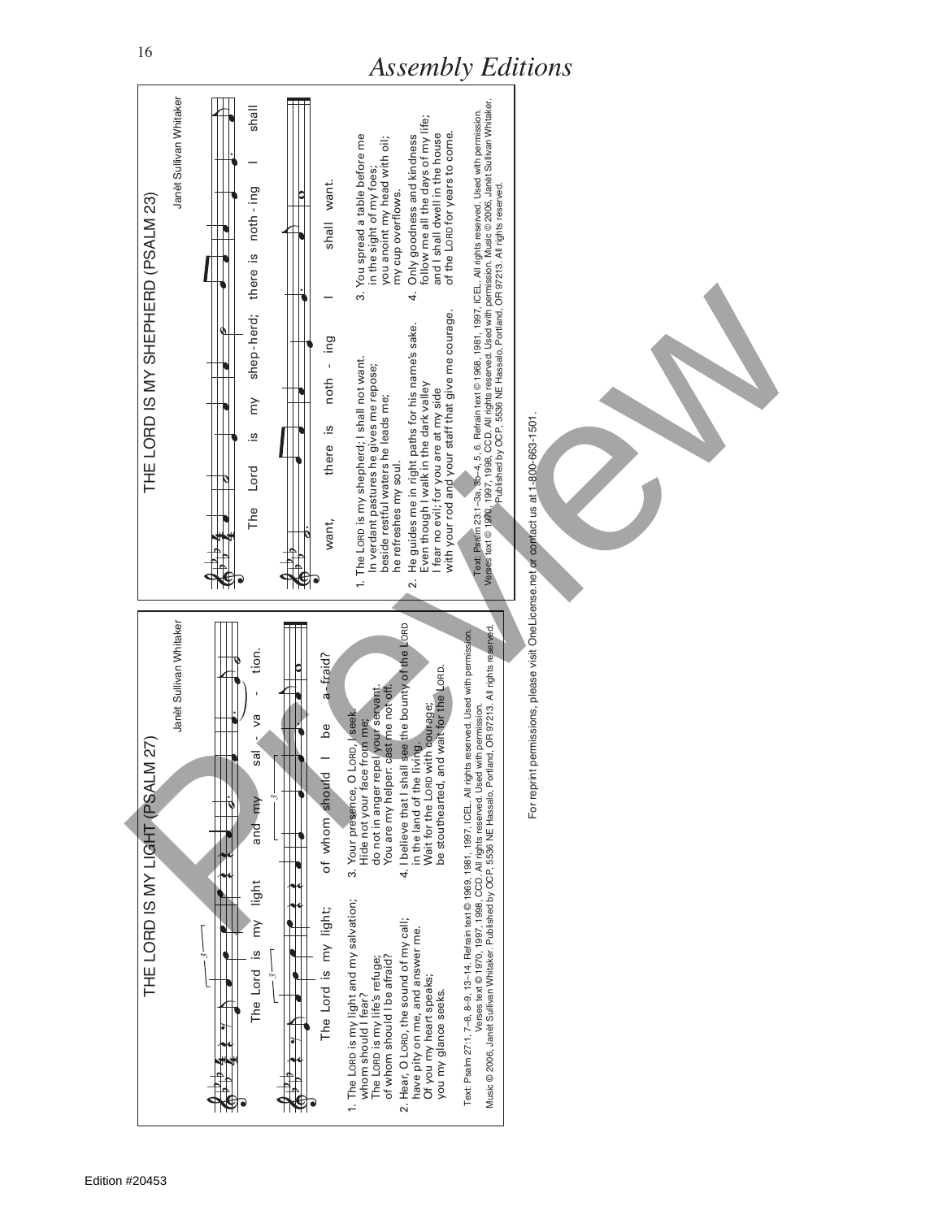## Assembly Editions

### THE LORD IS MY LIGHT (PSALM 27)

Janèt Sullivan Whitaker

The Lord is my light and my sal - va - tion.

The Lord is my light; of whom should I be a - fraid?

1. The LORD is my light and my salvation;
whom should I fear?
The LORD is my life's refuge;
of whom should I be afraid?

2. Hear, O LORD, the sound of my call;
have pity on me, and answer me.
Of you my heart speaks;
you my glance seeks.

3. Your presence, O LORD, I seek.
Hide not your face from me;
do not in anger repel your servant.
You are my helper: cast me not off.

4. I believe that I shall see the bounty of the LORD
in the land of the living.
Wait for the LORD with courage;
be stouthearted, and wait for the LORD.

Text: Psalm 27:1, 7–8, 8–9, 13–14. Refrain text © 1969, 1981, 1997, ICEL. All rights reserved. Used with permission.
Verses text © 1970, 1997, 1998, CCD. All rights reserved. Used with permission.
Music © 2006, Janèt Sullivan Whitaker. Published by OCP, 5536 NE Hassalo, Portland, OR 97213. All rights reserved.

### THE LORD IS MY SHEPHERD (PSALM 23)

Janèt Sullivan Whitaker

The Lord is my shep - herd; there is noth - ing I shall want,

there is noth - ing I shall want.

1. The LORD is my shepherd; I shall not want.
In verdant pastures he gives me repose;
beside restful waters he leads me;
he refreshes my soul.

2. He guides me in right paths for his name's sake.
Even though I walk in the dark valley
I fear no evil; for you are at my side
with your rod and your staff that give me courage.

3. You spread a table before me
in the sight of my foes;
you anoint my head with oil;
my cup overflows.

4. Only goodness and kindness
follow me all the days of my life;
and I shall dwell in the house
of the LORD for years to come.

Text: Psalm 23:1–3a, 3b–4, 5, 6. Refrain text © 1968, 1981, 1997, ICEL. All rights reserved. Used with permission.
Verses text © 1970, 1997, 1998, CCD. All rights reserved. Used with permission. Music © 2006, Janèt Sullivan Whitaker.
Published by OCP, 5536 NE Hassalo, Portland, OR 97213. All rights reserved.

For reprint permissions, please visit OneLicense.net or contact us at 1-800-663-1501.

Edition #20453